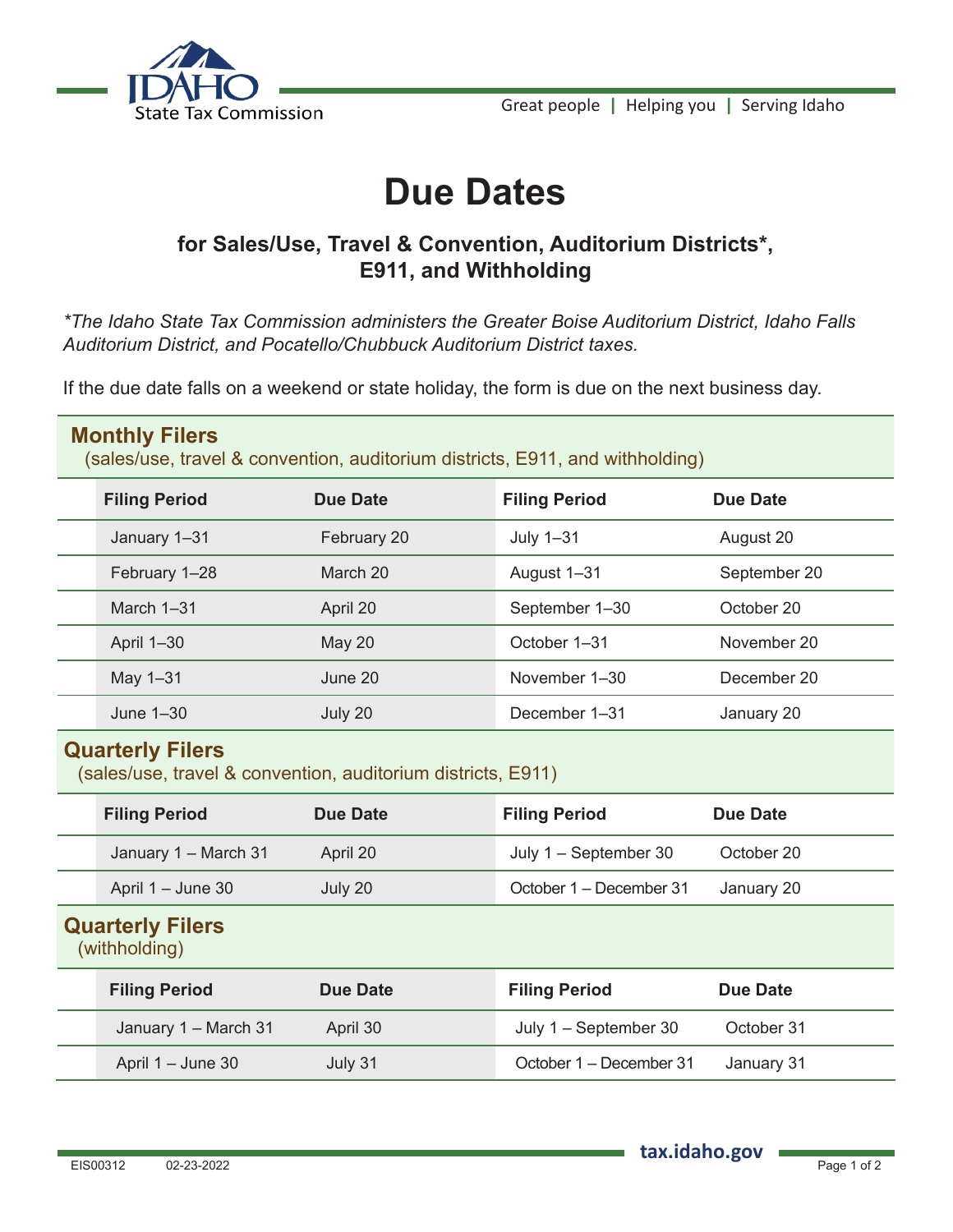Idaho State Tax Commission

Great people | Helping you | Serving Idaho

# Due Dates

## for Sales/Use, Travel & Convention, Auditorium Districts*, E911, and Withholding

*\*The Idaho State Tax Commission administers the Greater Boise Auditorium District, Idaho Falls Auditorium District, and Pocatello/Chubbuck Auditorium District taxes.*

If the due date falls on a weekend or state holiday, the form is due on the next business day.

### Monthly Filers

(sales/use, travel & convention, auditorium districts, E911, and withholding)

| Filing Period | Due Date | Filing Period | Due Date |
|---|---|---|---|
| January 1–31 | February 20 | July 1–31 | August 20 |
| February 1–28 | March 20 | August 1–31 | September 20 |
| March 1–31 | April 20 | September 1–30 | October 20 |
| April 1–30 | May 20 | October 1–31 | November 20 |
| May 1–31 | June 20 | November 1–30 | December 20 |
| June 1–30 | July 20 | December 1–31 | January 20 |

### Quarterly Filers

(sales/use, travel & convention, auditorium districts, E911)

| Filing Period | Due Date | Filing Period | Due Date |
|---|---|---|---|
| January 1 – March 31 | April 20 | July 1 – September 30 | October 20 |
| April 1 – June 30 | July 20 | October 1 – December 31 | January 20 |

### Quarterly Filers

(withholding)

| Filing Period | Due Date | Filing Period | Due Date |
|---|---|---|---|
| January 1 – March 31 | April 30 | July 1 – September 30 | October 31 |
| April 1 – June 30 | July 31 | October 1 – December 31 | January 31 |

EIS00312 02-23-2022

tax.idaho.gov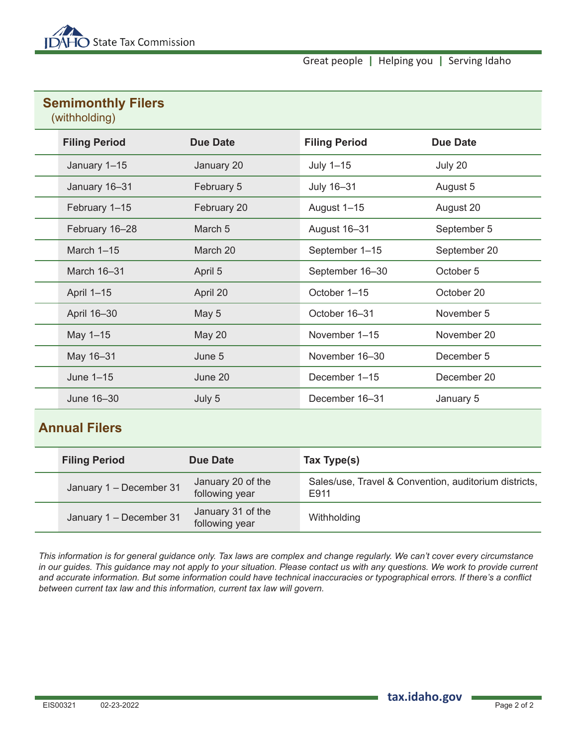## Semimonthly Filers
(withholding)

| Filing Period | Due Date | Filing Period | Due Date |
|---|---|---|---|
| January 1–15 | January 20 | July 1–15 | July 20 |
| January 16–31 | February 5 | July 16–31 | August 5 |
| February 1–15 | February 20 | August 1–15 | August 20 |
| February 16–28 | March 5 | August 16–31 | September 5 |
| March 1–15 | March 20 | September 1–15 | September 20 |
| March 16–31 | April 5 | September 16–30 | October 5 |
| April 1–15 | April 20 | October 1–15 | October 20 |
| April 16–30 | May 5 | October 16–31 | November 5 |
| May 1–15 | May 20 | November 1–15 | November 20 |
| May 16–31 | June 5 | November 16–30 | December 5 |
| June 1–15 | June 20 | December 1–15 | December 20 |
| June 16–30 | July 5 | December 16–31 | January 5 |

## Annual Filers

| Filing Period | Due Date | Tax Type(s) |
|---|---|---|
| January 1 – December 31 | January 20 of the following year | Sales/use, Travel & Convention, auditorium districts, E911 |
| January 1 – December 31 | January 31 of the following year | Withholding |

*This information is for general guidance only. Tax laws are complex and change regularly. We can't cover every circumstance in our guides. This guidance may not apply to your situation. Please contact us with any questions. We work to provide current and accurate information. But some information could have technical inaccuracies or typographical errors. If there's a conflict between current tax law and this information, current tax law will govern.*

EIS00321 02-23-2022

tax.idaho.gov